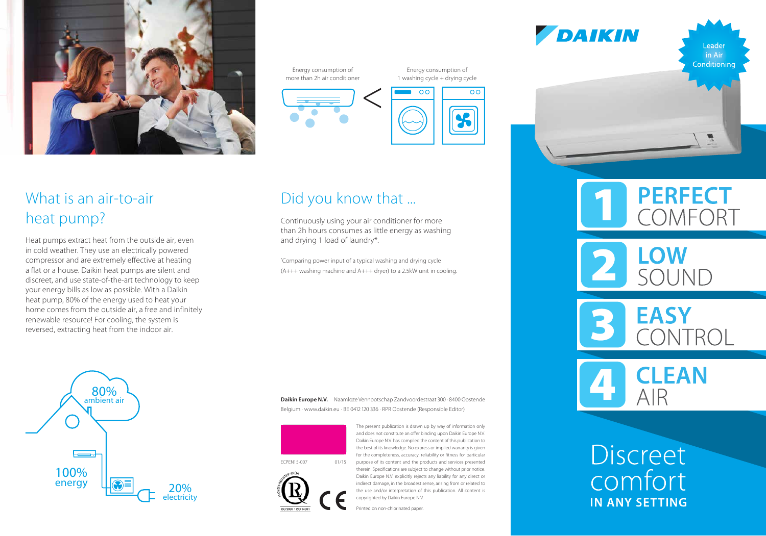Energy consumption of more than 2h air conditioner < Energy consumption of 1 washing cycle + drying cycle

## What is an air-to-air heat pump?

Heat pumps extract heat from the outside air, even in cold weather. They use an electrically powered compressor and are extremely effective at heating a flat or a house. Daikin heat pumps are silent and discreet, and use state-of-the-art technology to keep your energy bills as low as possible. With a Daikin heat pump, 80% of the energy used to heat your home comes from the outside air, a free and infinitely renewable resource! For cooling, the system is reversed, extracting heat from the indoor air.

80% ambient air

100% energy

20% electricity

## Did you know that ...

Continuously using your air conditioner for more than 2h hours consumes as little energy as washing and drying 1 load of laundry*.

*Comparing power input of a typical washing and drying cycle (A+++ washing machine and A+++ dryer) to a 2.5kW unit in cooling.

**Daikin Europe N.V.** Naamloze Vennootschap Zandvoordestraat 300 · 8400 Oostende Belgium · www.daikin.eu · BE 0412 120 336 · RPR Oostende (Responsible Editor)

ECPEN15-007 01/15

The present publication is drawn up by way of information only and does not constitute an offer binding upon Daikin Europe N.V. Daikin Europe N.V. has compiled the content of this publication to the best of its knowledge. No express or implied warranty is given for the completeness, accuracy, reliability or fitness for particular purpose of its content and the products and services presented therein. Specifications are subject to change without prior notice. Daikin Europe N.V. explicitly rejects any liability for any direct or indirect damage, in the broadest sense, arising from or related to the use and/or interpretation of this publication. All content is copyrighted by Daikin Europe N.V.

Printed on non-chlorinated paper.

ISO 9001 · ISO 14001

DAIKIN

Leader in Air Conditioning

1 **PERFECT** COMFORT

2 **LOW** SOUND

3 **EASY** CONTROL

4 **CLEAN** AIR

# Discreet comfort

**IN ANY SETTING**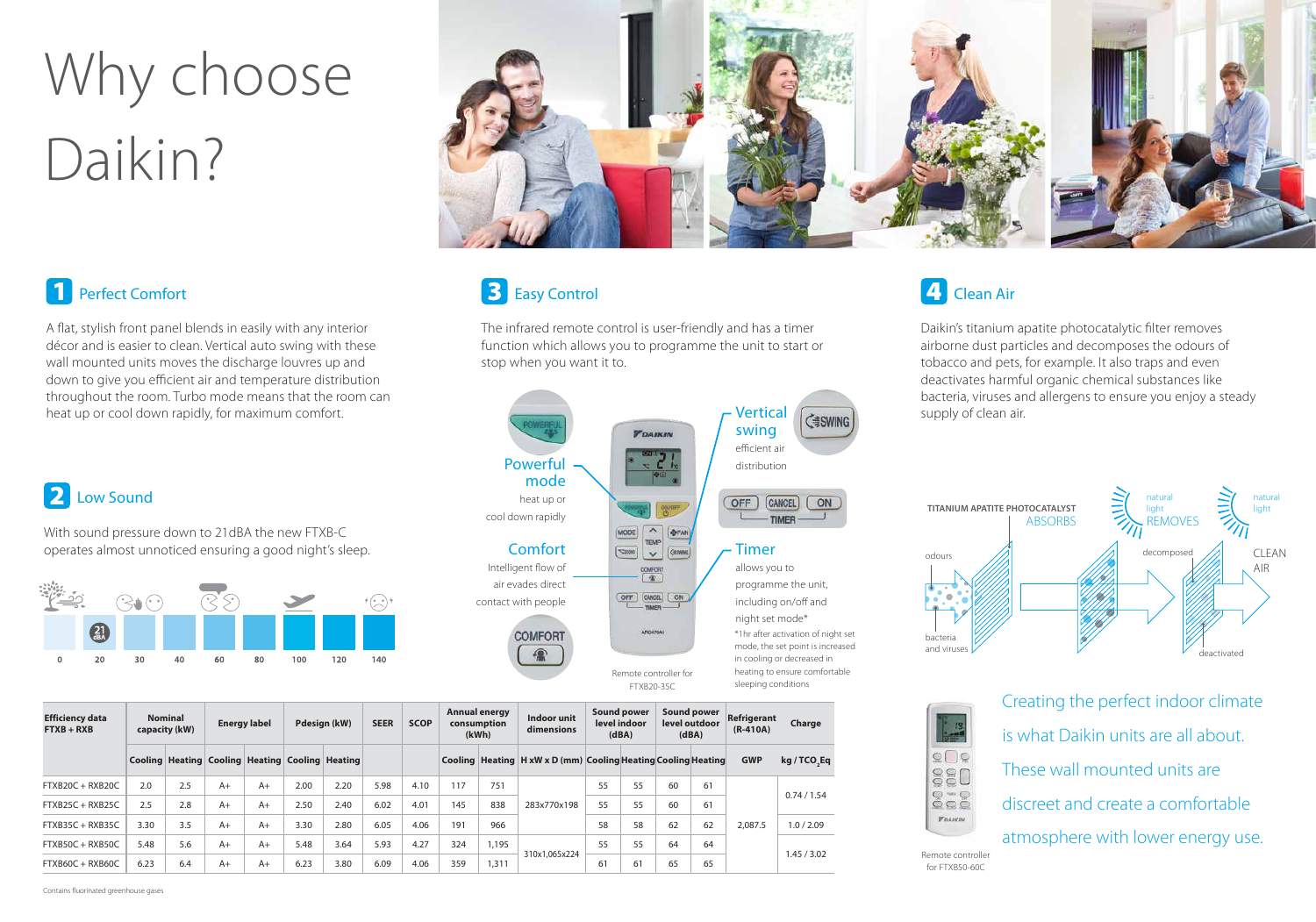# Why choose Daikin?

## 1 Perfect Comfort

A flat, stylish front panel blends in easily with any interior décor and is easier to clean. Vertical auto swing with these wall mounted units moves the discharge louvres up and down to give you efficient air and temperature distribution throughout the room. Turbo mode means that the room can heat up or cool down rapidly, for maximum comfort.

## 2 Low Sound

With sound pressure down to 21dBA the new FTXB-C operates almost unnoticed ensuring a good night's sleep.

21 dBA

0 20 30 40 60 80 100 120 140

## 3 Easy Control

The infrared remote control is user-friendly and has a timer function which allows you to programme the unit to start or stop when you want it to.

**Powerful mode**
heat up or cool down rapidly

**Comfort**
Intelligent flow of air evades direct contact with people

**Vertical swing**
efficient air distribution

**Timer**
allows you to programme the unit, including on/off and night set mode*

*1hr after activation of night set mode, the set point is increased in cooling or decreased in heating to ensure comfortable sleeping conditions

Remote controller for FTXB20-35C

## 4 Clean Air

Daikin's titanium apatite photocatalytic filter removes airborne dust particles and decomposes the odours of tobacco and pets, for example. It also traps and even deactivates harmful organic chemical substances like bacteria, viruses and allergens to ensure you enjoy a steady supply of clean air.

TITANIUM APATITE PHOTOCATALYST
ABSORBS
natural light
REMOVES
natural light
odours
bacteria and viruses
decomposed
deactivated
CLEAN AIR

Remote controller for FTXB50-60C

Creating the perfect indoor climate is what Daikin units are all about. These wall mounted units are discreet and create a comfortable atmosphere with lower energy use.

| Efficiency data FTXB + RXB | Nominal capacity (kW) | | Energy label | | Pdesign (kW) | | SEER | SCOP | Annual energy consumption (kWh) | | Indoor unit dimensions | Sound power level indoor (dBA) | | Sound power level outdoor (dBA) | | Refrigerant (R-410A) | Charge |
|---|---|---|---|---|---|---|---|---|---|---|---|---|---|---|---|---|---|
| | Cooling | Heating | Cooling | Heating | Cooling | Heating | | | Cooling | Heating | H x W x D (mm) | Cooling | Heating | Cooling | Heating | GWP | kg / $TCO_2Eq$ |
| FTXB20C + RXB20C | 2.0 | 2.5 | A+ | A+ | 2.00 | 2.20 | 5.98 | 4.10 | 117 | 751 | 283x770x198 | 55 | 55 | 60 | 61 | 2,087.5 | 0.74 / 1.54 |
| FTXB25C + RXB25C | 2.5 | 2.8 | A+ | A+ | 2.50 | 2.40 | 6.02 | 4.01 | 145 | 838 | 283x770x198 | 55 | 55 | 60 | 61 | 2,087.5 | 0.74 / 1.54 |
| FTXB35C + RXB35C | 3.30 | 3.5 | A+ | A+ | 3.30 | 2.80 | 6.05 | 4.06 | 191 | 966 | 283x770x198 | 58 | 58 | 62 | 62 | 2,087.5 | 1.0 / 2.09 |
| FTXB50C + RXB50C | 5.48 | 5.6 | A+ | A+ | 5.48 | 3.64 | 5.93 | 4.27 | 324 | 1,195 | 310x1,065x224 | 55 | 55 | 64 | 64 | 2,087.5 | 1.45 / 3.02 |
| FTXB60C + RXB60C | 6.23 | 6.4 | A+ | A+ | 6.23 | 3.80 | 6.09 | 4.06 | 359 | 1,311 | 310x1,065x224 | 61 | 61 | 65 | 65 | 2,087.5 | 1.45 / 3.02 |

Contains fluorinated greenhouse gases